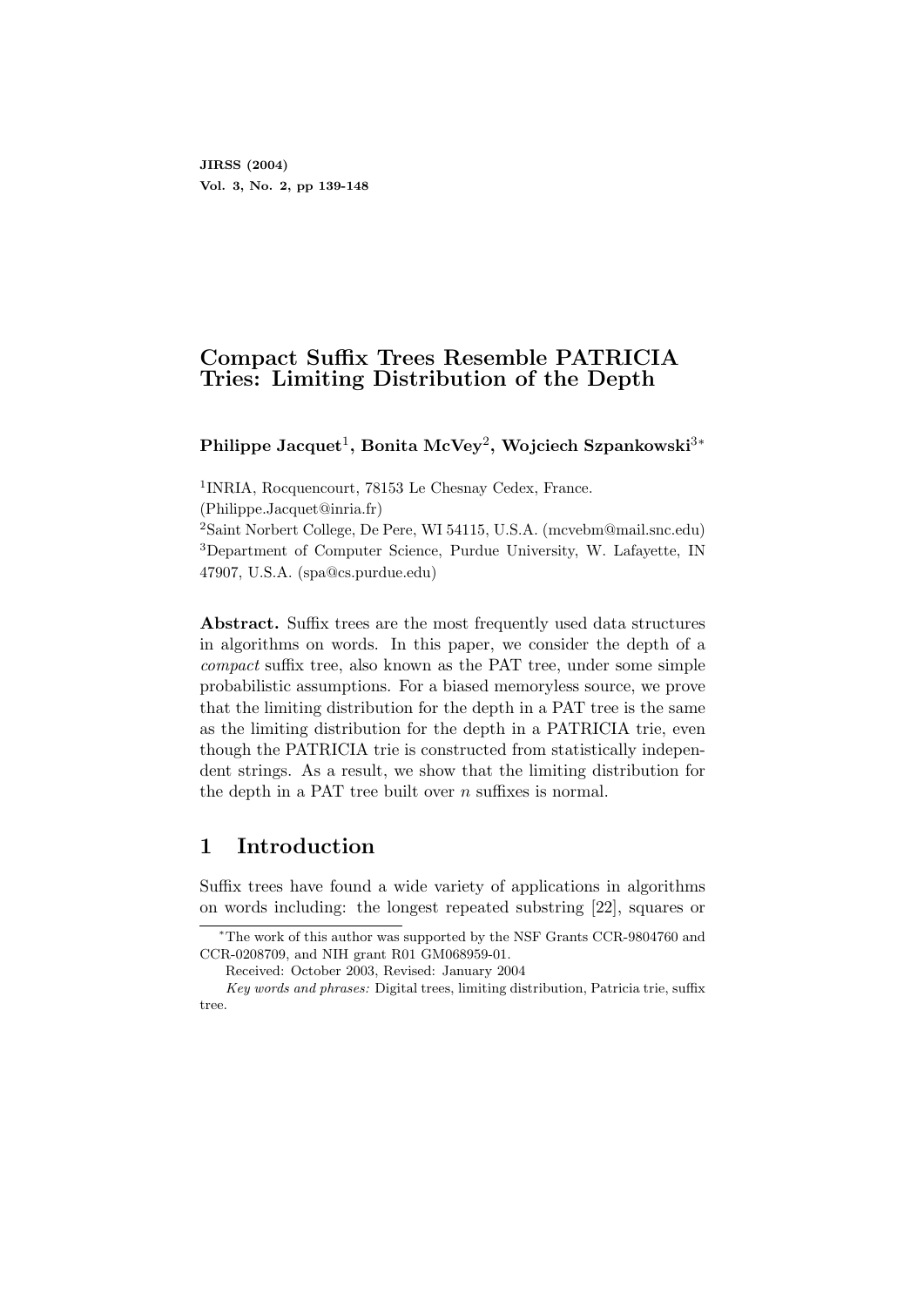# Compact Suffix Trees Resemble PATRICIA Tries: Limiting Distribution of the Depth

**Philippe Jacquet[1], Bonita McVey[2], Wojciech Szpankowski[3]***

[1]INRIA, Rocquencourt, 78153 Le Chesnay Cedex, France. (Philippe.Jacquet@inria.fr)
[2]Saint Norbert College, De Pere, WI 54115, U.S.A. (mcvebm@mail.snc.edu)
[3]Department of Computer Science, Purdue University, W. Lafayette, IN 47907, U.S.A. (spa@cs.purdue.edu)

**Abstract.** Suffix trees are the most frequently used data structures in algorithms on words. In this paper, we consider the depth of a *compact* suffix tree, also known as the PAT tree, under some simple probabilistic assumptions. For a biased memoryless source, we prove that the limiting distribution for the depth in a PAT tree is the same as the limiting distribution for the depth in a PATRICIA trie, even though the PATRICIA trie is constructed from statistically independent strings. As a result, we show that the limiting distribution for the depth in a PAT tree built over $n$ suffixes is normal.

## 1 Introduction

Suffix trees have found a wide variety of applications in algorithms on words including: the longest repeated substring [22], squares or

---

*The work of this author was supported by the NSF Grants CCR-9804760 and CCR-0208709, and NIH grant R01 GM068959-01.

Received: October 2003, Revised: January 2004

*Key words and phrases:* Digital trees, limiting distribution, Patricia trie, suffix tree.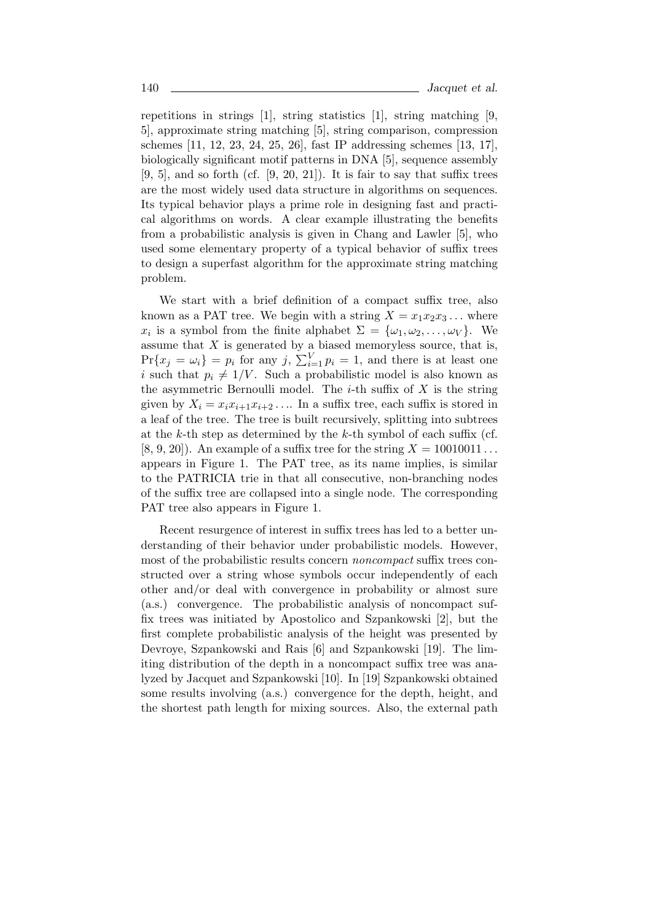repetitions in strings [1], string statistics [1], string matching [9, 5], approximate string matching [5], string comparison, compression schemes [11, 12, 23, 24, 25, 26], fast IP addressing schemes [13, 17], biologically significant motif patterns in DNA [5], sequence assembly [9, 5], and so forth (cf. [9, 20, 21]). It is fair to say that suffix trees are the most widely used data structure in algorithms on sequences. Its typical behavior plays a prime role in designing fast and practical algorithms on words. A clear example illustrating the benefits from a probabilistic analysis is given in Chang and Lawler [5], who used some elementary property of a typical behavior of suffix trees to design a superfast algorithm for the approximate string matching problem.

We start with a brief definition of a compact suffix tree, also known as a PAT tree. We begin with a string $X = x_1 x_2 x_3 \ldots$ where $x_i$ is a symbol from the finite alphabet $\Sigma = \{\omega_1, \omega_2, \ldots, \omega_V\}$. We assume that $X$ is generated by a biased memoryless source, that is, $\Pr\{x_j = \omega_i\} = p_i$ for any $j$, $\sum_{i=1}^{V} p_i = 1$, and there is at least one $i$ such that $p_i \neq 1/V$. Such a probabilistic model is also known as the asymmetric Bernoulli model. The $i$-th suffix of $X$ is the string given by $X_i = x_i x_{i+1} x_{i+2} \ldots$. In a suffix tree, each suffix is stored in a leaf of the tree. The tree is built recursively, splitting into subtrees at the $k$-th step as determined by the $k$-th symbol of each suffix (cf. [8, 9, 20]). An example of a suffix tree for the string $X = 10010011 \ldots$ appears in Figure 1. The PAT tree, as its name implies, is similar to the PATRICIA trie in that all consecutive, non-branching nodes of the suffix tree are collapsed into a single node. The corresponding PAT tree also appears in Figure 1.

Recent resurgence of interest in suffix trees has led to a better understanding of their behavior under probabilistic models. However, most of the probabilistic results concern *noncompact* suffix trees constructed over a string whose symbols occur independently of each other and/or deal with convergence in probability or almost sure (a.s.) convergence. The probabilistic analysis of noncompact suffix trees was initiated by Apostolico and Szpankowski [2], but the first complete probabilistic analysis of the height was presented by Devroye, Szpankowski and Rais [6] and Szpankowski [19]. The limiting distribution of the depth in a noncompact suffix tree was analyzed by Jacquet and Szpankowski [10]. In [19] Szpankowski obtained some results involving (a.s.) convergence for the depth, height, and the shortest path length for mixing sources. Also, the external path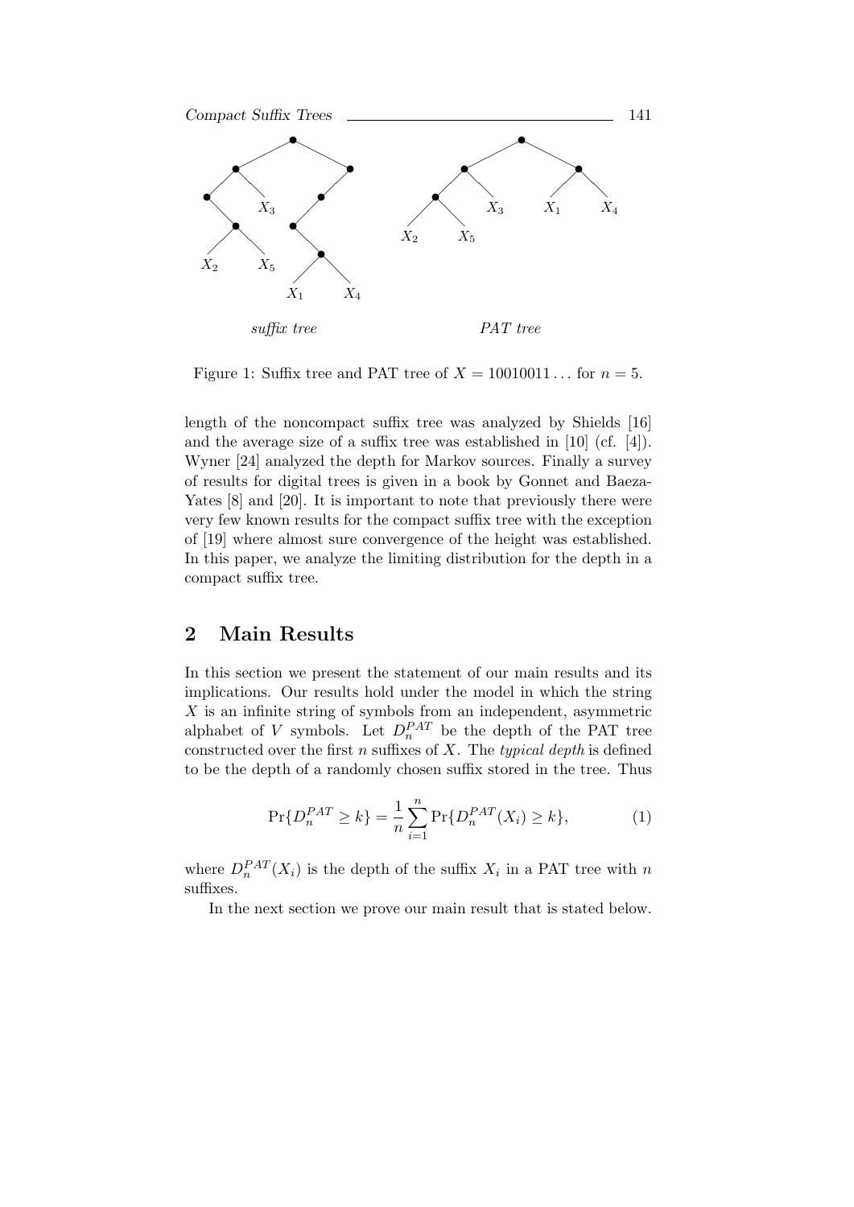Figure 1: Suffix tree and PAT tree of $X = 10010011\ldots$ for $n = 5$.

length of the noncompact suffix tree was analyzed by Shields [16] and the average size of a suffix tree was established in [10] (cf. [4]). Wyner [24] analyzed the depth for Markov sources. Finally a survey of results for digital trees is given in a book by Gonnet and Baeza-Yates [8] and [20]. It is important to note that previously there were very few known results for the compact suffix tree with the exception of [19] where almost sure convergence of the height was established. In this paper, we analyze the limiting distribution for the depth in a compact suffix tree.

## 2 Main Results

In this section we present the statement of our main results and its implications. Our results hold under the model in which the string $X$ is an infinite string of symbols from an independent, asymmetric alphabet of $V$ symbols. Let $D_n^{PAT}$ be the depth of the PAT tree constructed over the first $n$ suffixes of $X$. The *typical depth* is defined to be the depth of a randomly chosen suffix stored in the tree. Thus

$$\Pr\{D_n^{PAT} \geq k\} = \frac{1}{n} \sum_{i=1}^{n} \Pr\{D_n^{PAT}(X_i) \geq k\}, \tag{1}$$

where $D_n^{PAT}(X_i)$ is the depth of the suffix $X_i$ in a PAT tree with $n$ suffixes.

In the next section we prove our main result that is stated below.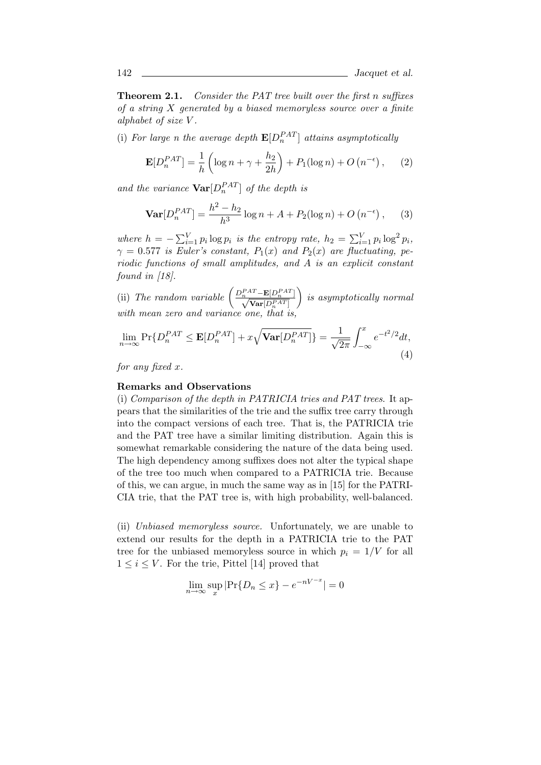**Theorem 2.1.** *Consider the PAT tree built over the first $n$ suffixes of a string $X$ generated by a biased memoryless source over a finite alphabet of size $V$.*

(i) *For large $n$ the average depth $\mathbf{E}[D_n^{PAT}]$ attains asymptotically*

$$\mathbf{E}[D_n^{PAT}] = \frac{1}{h}\left(\log n + \gamma + \frac{h_2}{2h}\right) + P_1(\log n) + O\left(n^{-\epsilon}\right), \qquad (2)$$

*and the variance $\mathbf{Var}[D_n^{PAT}]$ of the depth is*

$$\mathbf{Var}[D_n^{PAT}] = \frac{h^2 - h_2}{h^3}\log n + A + P_2(\log n) + O\left(n^{-\epsilon}\right), \qquad (3)$$

*where $h = -\sum_{i=1}^{V} p_i \log p_i$ is the entropy rate, $h_2 = \sum_{i=1}^{V} p_i \log^2 p_i$, $\gamma = 0.577$ is Euler's constant, $P_1(x)$ and $P_2(x)$ are fluctuating, periodic functions of small amplitudes, and $A$ is an explicit constant found in [18].*

(ii) *The random variable $\left(\frac{D_n^{PAT} - \mathbf{E}[D_n^{PAT}]}{\sqrt{\mathbf{Var}[D_n^{PAT}]}}\right)$ is asymptotically normal with mean zero and variance one, that is,*

$$\lim_{n\to\infty} \Pr\{D_n^{PAT} \le \mathbf{E}[D_n^{PAT}] + x\sqrt{\mathbf{Var}[D_n^{PAT}]}\} = \frac{1}{\sqrt{2\pi}}\int_{-\infty}^{x} e^{-t^2/2}dt, \qquad (4)$$

*for any fixed $x$.*

**Remarks and Observations**

(i) *Comparison of the depth in PATRICIA tries and PAT trees.* It appears that the similarities of the trie and the suffix tree carry through into the compact versions of each tree. That is, the PATRICIA trie and the PAT tree have a similar limiting distribution. Again this is somewhat remarkable considering the nature of the data being used. The high dependency among suffixes does not alter the typical shape of the tree too much when compared to a PATRICIA trie. Because of this, we can argue, in much the same way as in [15] for the PATRICIA trie, that the PAT tree is, with high probability, well-balanced.

(ii) *Unbiased memoryless source.* Unfortunately, we are unable to extend our results for the depth in a PATRICIA trie to the PAT tree for the unbiased memoryless source in which $p_i = 1/V$ for all $1 \le i \le V$. For the trie, Pittel [14] proved that

$$\lim_{n\to\infty} \sup_{x} |\Pr\{D_n \le x\} - e^{-nV^{-x}}| = 0$$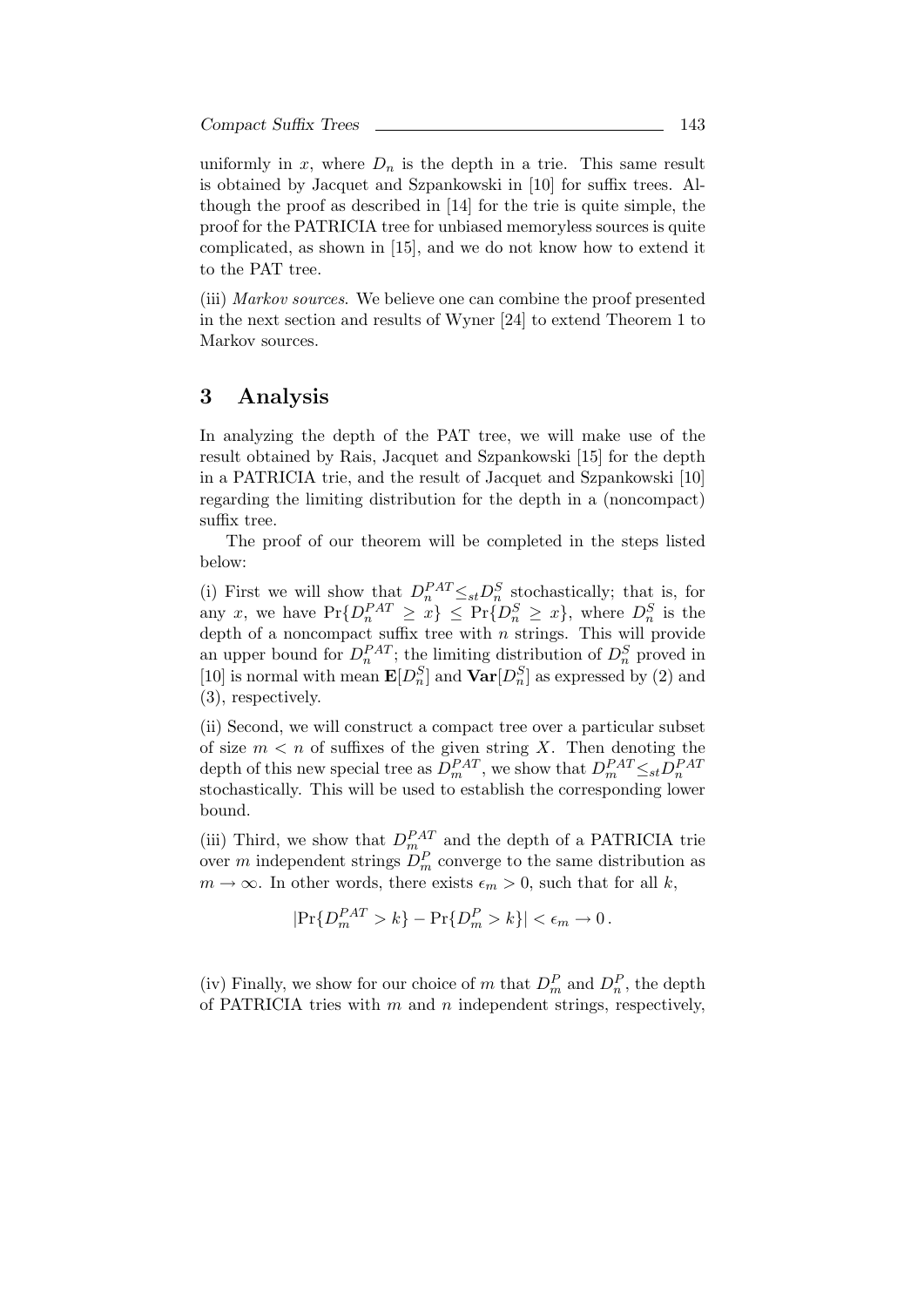uniformly in $x$, where $D_n$ is the depth in a trie. This same result is obtained by Jacquet and Szpankowski in [10] for suffix trees. Although the proof as described in [14] for the trie is quite simple, the proof for the PATRICIA tree for unbiased memoryless sources is quite complicated, as shown in [15], and we do not know how to extend it to the PAT tree.

(iii) *Markov sources*. We believe one can combine the proof presented in the next section and results of Wyner [24] to extend Theorem 1 to Markov sources.

## 3 Analysis

In analyzing the depth of the PAT tree, we will make use of the result obtained by Rais, Jacquet and Szpankowski [15] for the depth in a PATRICIA trie, and the result of Jacquet and Szpankowski [10] regarding the limiting distribution for the depth in a (noncompact) suffix tree.

The proof of our theorem will be completed in the steps listed below:

(i) First we will show that $D_n^{PAT} \leq_{st} D_n^S$ stochastically; that is, for any $x$, we have $\Pr\{D_n^{PAT} \geq x\} \leq \Pr\{D_n^S \geq x\}$, where $D_n^S$ is the depth of a noncompact suffix tree with $n$ strings. This will provide an upper bound for $D_n^{PAT}$; the limiting distribution of $D_n^S$ proved in [10] is normal with mean $\mathbf{E}[D_n^S]$ and $\mathbf{Var}[D_n^S]$ as expressed by (2) and (3), respectively.

(ii) Second, we will construct a compact tree over a particular subset of size $m < n$ of suffixes of the given string $X$. Then denoting the depth of this new special tree as $D_m^{PAT}$, we show that $D_m^{PAT} \leq_{st} D_n^{PAT}$ stochastically. This will be used to establish the corresponding lower bound.

(iii) Third, we show that $D_m^{PAT}$ and the depth of a PATRICIA trie over $m$ independent strings $D_m^P$ converge to the same distribution as $m \to \infty$. In other words, there exists $\epsilon_m > 0$, such that for all $k$,

$$|\Pr\{D_m^{PAT} > k\} - \Pr\{D_m^P > k\}| < \epsilon_m \to 0 \,.$$

(iv) Finally, we show for our choice of $m$ that $D_m^P$ and $D_n^P$, the depth of PATRICIA tries with $m$ and $n$ independent strings, respectively,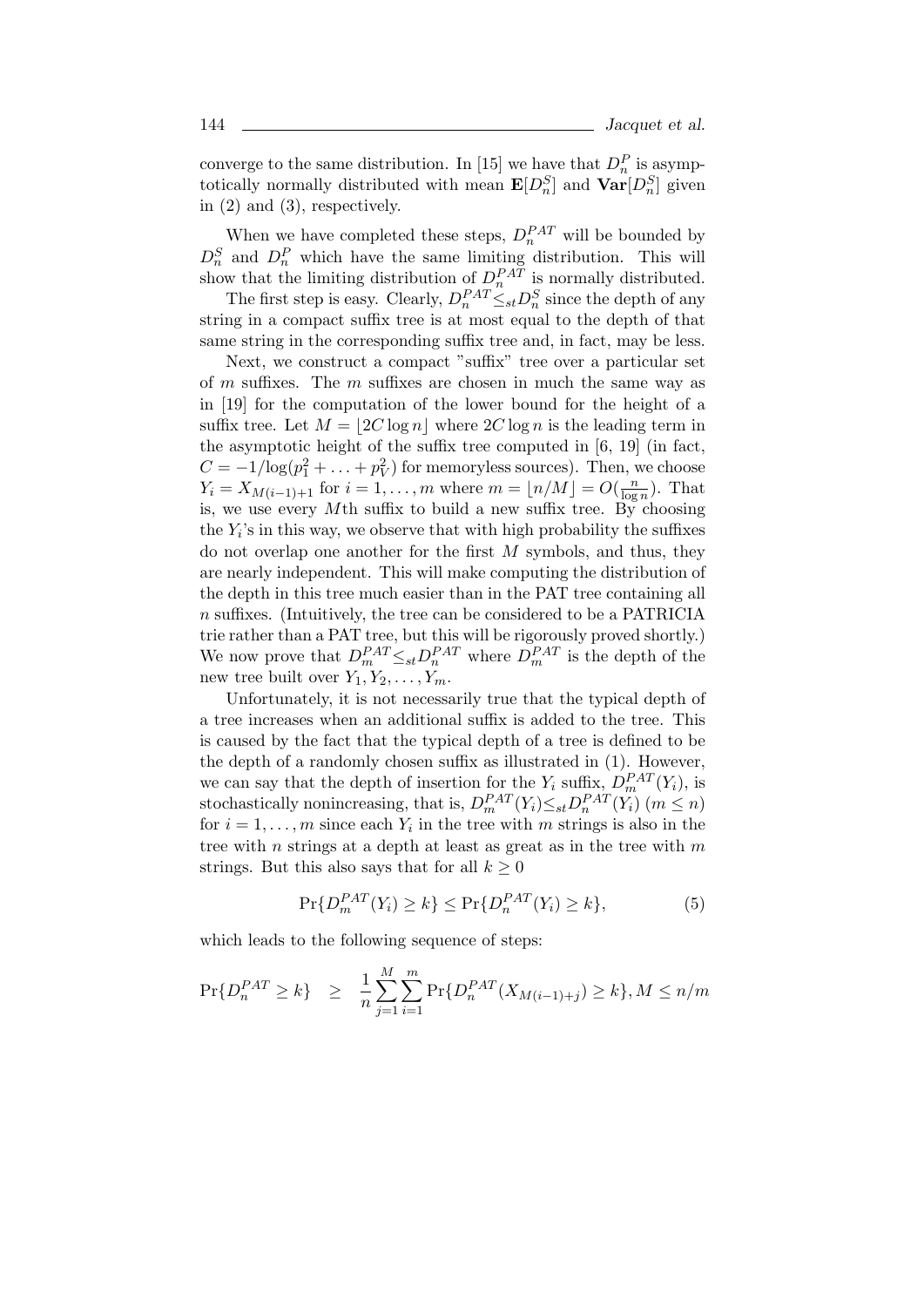converge to the same distribution. In [15] we have that $D_n^P$ is asymptotically normally distributed with mean $\mathbf{E}[D_n^S]$ and $\mathbf{Var}[D_n^S]$ given in (2) and (3), respectively.

When we have completed these steps, $D_n^{PAT}$ will be bounded by $D_n^S$ and $D_n^P$ which have the same limiting distribution. This will show that the limiting distribution of $D_n^{PAT}$ is normally distributed.

The first step is easy. Clearly, $D_n^{PAT} \leq_{st} D_n^S$ since the depth of any string in a compact suffix tree is at most equal to the depth of that same string in the corresponding suffix tree and, in fact, may be less.

Next, we construct a compact "suffix" tree over a particular set of $m$ suffixes. The $m$ suffixes are chosen in much the same way as in [19] for the computation of the lower bound for the height of a suffix tree. Let $M = \lfloor 2C \log n \rfloor$ where $2C \log n$ is the leading term in the asymptotic height of the suffix tree computed in [6, 19] (in fact, $C = -1/\log(p_1^2 + \ldots + p_V^2)$ for memoryless sources). Then, we choose $Y_i = X_{M(i-1)+1}$ for $i = 1, \ldots, m$ where $m = \lfloor n/M \rfloor = O(\frac{n}{\log n})$. That is, we use every $M$th suffix to build a new suffix tree. By choosing the $Y_i$'s in this way, we observe that with high probability the suffixes do not overlap one another for the first $M$ symbols, and thus, they are nearly independent. This will make computing the distribution of the depth in this tree much easier than in the PAT tree containing all $n$ suffixes. (Intuitively, the tree can be considered to be a PATRICIA trie rather than a PAT tree, but this will be rigorously proved shortly.) We now prove that $D_m^{PAT} \leq_{st} D_n^{PAT}$ where $D_m^{PAT}$ is the depth of the new tree built over $Y_1, Y_2, \ldots, Y_m$.

Unfortunately, it is not necessarily true that the typical depth of a tree increases when an additional suffix is added to the tree. This is caused by the fact that the typical depth of a tree is defined to be the depth of a randomly chosen suffix as illustrated in (1). However, we can say that the depth of insertion for the $Y_i$ suffix, $D_m^{PAT}(Y_i)$, is stochastically nonincreasing, that is, $D_m^{PAT}(Y_i) \leq_{st} D_n^{PAT}(Y_i)$ $(m \leq n)$ for $i = 1, \ldots, m$ since each $Y_i$ in the tree with $m$ strings is also in the tree with $n$ strings at a depth at least as great as in the tree with $m$ strings. But this also says that for all $k \geq 0$

$$\Pr\{D_m^{PAT}(Y_i) \geq k\} \leq \Pr\{D_n^{PAT}(Y_i) \geq k\}, \tag{5}$$

which leads to the following sequence of steps:

$$\Pr\{D_n^{PAT} \geq k\} \quad \geq \quad \frac{1}{n} \sum_{j=1}^{M} \sum_{i=1}^{m} \Pr\{D_n^{PAT}(X_{M(i-1)+j}) \geq k\}, M \leq n/m$$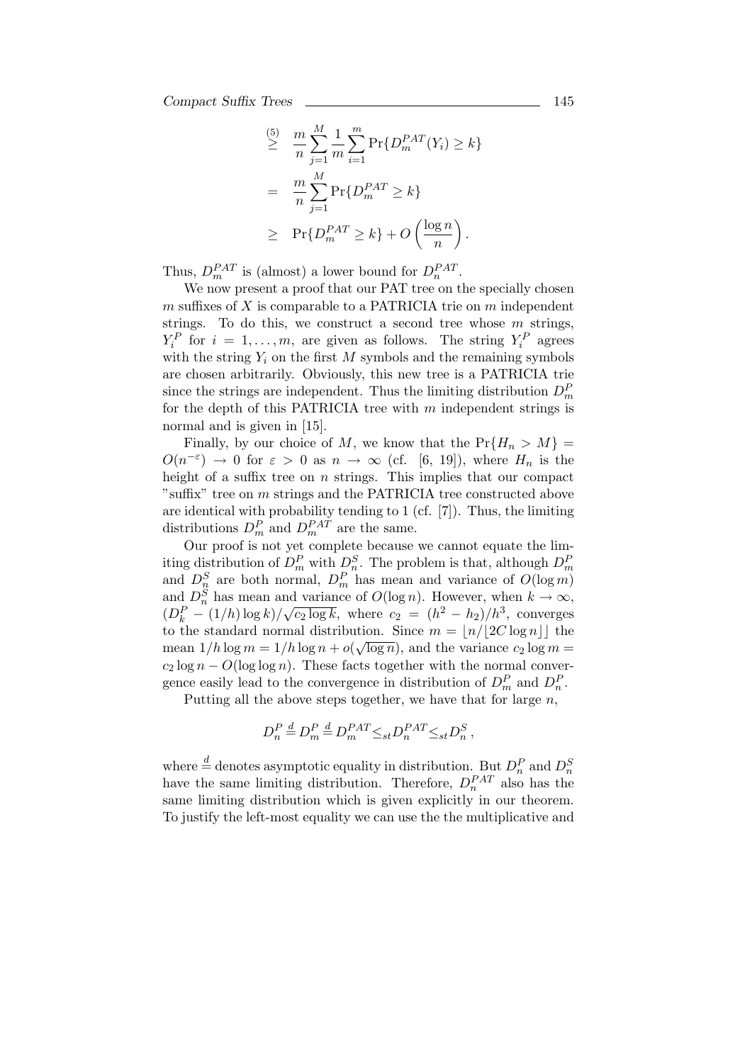$$
\begin{aligned}
&\stackrel{(5)}{\geq} \quad \frac{m}{n}\sum_{j=1}^{M}\frac{1}{m}\sum_{i=1}^{m}\Pr\{D_m^{PAT}(Y_i)\geq k\} \\
&= \quad \frac{m}{n}\sum_{j=1}^{M}\Pr\{D_m^{PAT}\geq k\} \\
&\geq \quad \Pr\{D_m^{PAT}\geq k\}+O\left(\frac{\log n}{n}\right).
\end{aligned}
$$

Thus, $D_m^{PAT}$ is (almost) a lower bound for $D_n^{PAT}$.

We now present a proof that our PAT tree on the specially chosen $m$ suffixes of $X$ is comparable to a PATRICIA trie on $m$ independent strings. To do this, we construct a second tree whose $m$ strings, $Y_i^P$ for $i = 1, \ldots, m$, are given as follows. The string $Y_i^P$ agrees with the string $Y_i$ on the first $M$ symbols and the remaining symbols are chosen arbitrarily. Obviously, this new tree is a PATRICIA trie since the strings are independent. Thus the limiting distribution $D_m^P$ for the depth of this PATRICIA tree with $m$ independent strings is normal and is given in [15].

Finally, by our choice of $M$, we know that the $\Pr\{H_n > M\} = O(n^{-\varepsilon}) \to 0$ for $\varepsilon > 0$ as $n \to \infty$ (cf. [6, 19]), where $H_n$ is the height of a suffix tree on $n$ strings. This implies that our compact "suffix" tree on $m$ strings and the PATRICIA tree constructed above are identical with probability tending to 1 (cf. [7]). Thus, the limiting distributions $D_m^P$ and $D_m^{PAT}$ are the same.

Our proof is not yet complete because we cannot equate the limiting distribution of $D_m^P$ with $D_n^S$. The problem is that, although $D_m^P$ and $D_n^S$ are both normal, $D_m^P$ has mean and variance of $O(\log m)$ and $D_n^S$ has mean and variance of $O(\log n)$. However, when $k \to \infty$, $(D_k^P - (1/h)\log k)/\sqrt{c_2 \log k}$, where $c_2 = (h^2 - h_2)/h^3$, converges to the standard normal distribution. Since $m = \lfloor n/\lfloor 2C \log n \rfloor \rfloor$ the mean $1/h \log m = 1/h \log n + o(\sqrt{\log n})$, and the variance $c_2 \log m = c_2 \log n - O(\log\log n)$. These facts together with the normal convergence easily lead to the convergence in distribution of $D_m^P$ and $D_n^P$.

Putting all the above steps together, we have that for large $n$,

$$
D_n^P \stackrel{d}{=} D_m^P \stackrel{d}{=} D_m^{PAT} \leq_{st} D_n^{PAT} \leq_{st} D_n^S,
$$

where $\stackrel{d}{=}$ denotes asymptotic equality in distribution. But $D_n^P$ and $D_n^S$ have the same limiting distribution. Therefore, $D_n^{PAT}$ also has the same limiting distribution which is given explicitly in our theorem. To justify the left-most equality we can use the the multiplicative and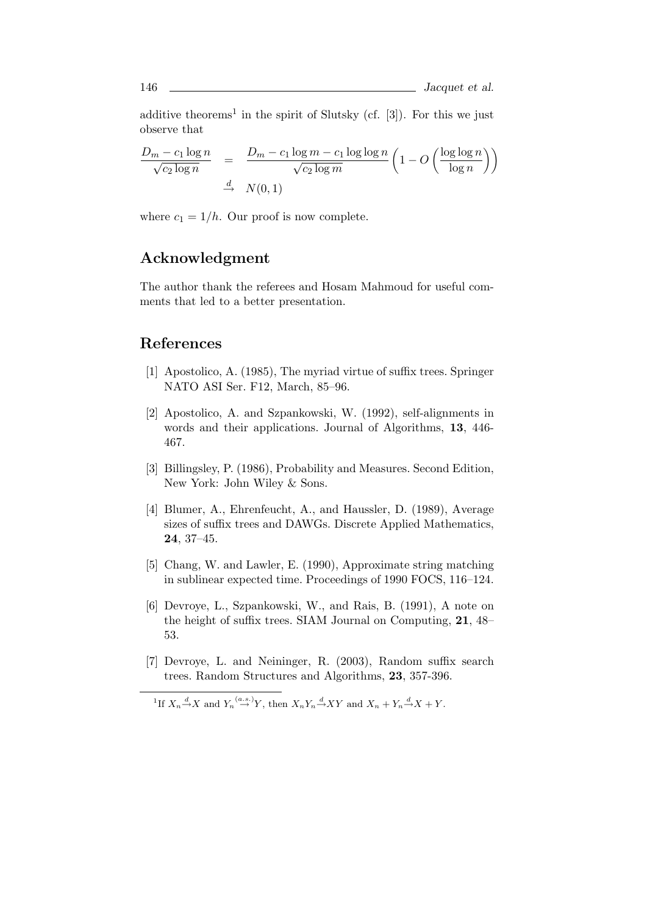additive theorems[1] in the spirit of Slutsky (cf. [3]). For this we just observe that

$$
\begin{aligned}
\frac{D_m - c_1 \log n}{\sqrt{c_2 \log n}} &= \frac{D_m - c_1 \log m - c_1 \log\log n}{\sqrt{c_2 \log m}} \left(1 - O\left(\frac{\log\log n}{\log n}\right)\right) \\
&\xrightarrow{d} N(0,1)
\end{aligned}
$$

where $c_1 = 1/h$. Our proof is now complete.

## Acknowledgment

The author thank the referees and Hosam Mahmoud for useful comments that led to a better presentation.

## References

[1] Apostolico, A. (1985), The myriad virtue of suffix trees. Springer NATO ASI Ser. F12, March, 85–96.

[2] Apostolico, A. and Szpankowski, W. (1992), self-alignments in words and their applications. Journal of Algorithms, **13**, 446-467.

[3] Billingsley, P. (1986), Probability and Measures. Second Edition, New York: John Wiley & Sons.

[4] Blumer, A., Ehrenfeucht, A., and Haussler, D. (1989), Average sizes of suffix trees and DAWGs. Discrete Applied Mathematics, **24**, 37–45.

[5] Chang, W. and Lawler, E. (1990), Approximate string matching in sublinear expected time. Proceedings of 1990 FOCS, 116–124.

[6] Devroye, L., Szpankowski, W., and Rais, B. (1991), A note on the height of suffix trees. SIAM Journal on Computing, **21**, 48–53.

[7] Devroye, L. and Neininger, R. (2003), Random suffix search trees. Random Structures and Algorithms, **23**, 357-396.

---

[1] If $X_n \xrightarrow{d} X$ and $Y_n \xrightarrow{(a.s.)} Y$, then $X_n Y_n \xrightarrow{d} XY$ and $X_n + Y_n \xrightarrow{d} X + Y$.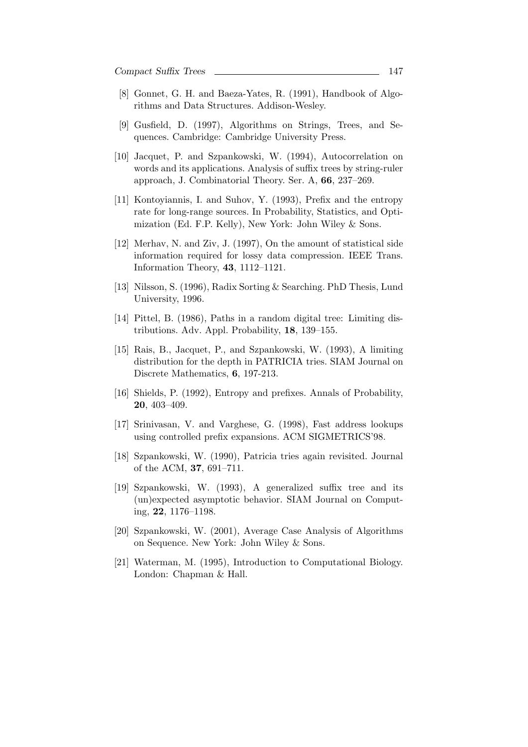[8] Gonnet, G. H. and Baeza-Yates, R. (1991), Handbook of Algorithms and Data Structures. Addison-Wesley.

[9] Gusfield, D. (1997), Algorithms on Strings, Trees, and Sequences. Cambridge: Cambridge University Press.

[10] Jacquet, P. and Szpankowski, W. (1994), Autocorrelation on words and its applications. Analysis of suffix trees by string-ruler approach, J. Combinatorial Theory. Ser. A, **66**, 237–269.

[11] Kontoyiannis, I. and Suhov, Y. (1993), Prefix and the entropy rate for long-range sources. In Probability, Statistics, and Optimization (Ed. F.P. Kelly), New York: John Wiley & Sons.

[12] Merhav, N. and Ziv, J. (1997), On the amount of statistical side information required for lossy data compression. IEEE Trans. Information Theory, **43**, 1112–1121.

[13] Nilsson, S. (1996), Radix Sorting & Searching. PhD Thesis, Lund University, 1996.

[14] Pittel, B. (1986), Paths in a random digital tree: Limiting distributions. Adv. Appl. Probability, **18**, 139–155.

[15] Rais, B., Jacquet, P., and Szpankowski, W. (1993), A limiting distribution for the depth in PATRICIA tries. SIAM Journal on Discrete Mathematics, **6**, 197-213.

[16] Shields, P. (1992), Entropy and prefixes. Annals of Probability, **20**, 403–409.

[17] Srinivasan, V. and Varghese, G. (1998), Fast address lookups using controlled prefix expansions. ACM SIGMETRICS'98.

[18] Szpankowski, W. (1990), Patricia tries again revisited. Journal of the ACM, **37**, 691–711.

[19] Szpankowski, W. (1993), A generalized suffix tree and its (un)expected asymptotic behavior. SIAM Journal on Computing, **22**, 1176–1198.

[20] Szpankowski, W. (2001), Average Case Analysis of Algorithms on Sequence. New York: John Wiley & Sons.

[21] Waterman, M. (1995), Introduction to Computational Biology. London: Chapman & Hall.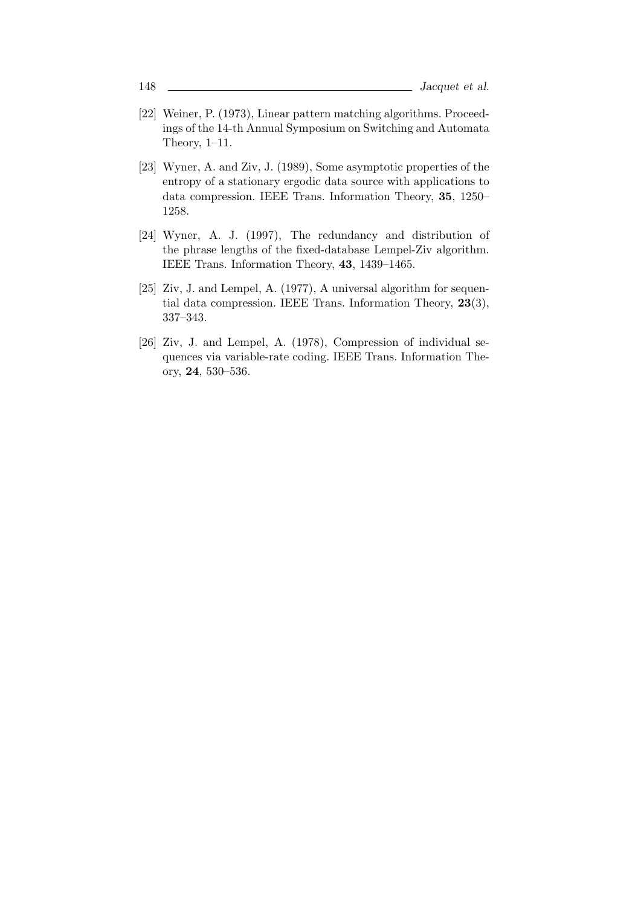[22] Weiner, P. (1973), Linear pattern matching algorithms. Proceedings of the 14-th Annual Symposium on Switching and Automata Theory, 1–11.

[23] Wyner, A. and Ziv, J. (1989), Some asymptotic properties of the entropy of a stationary ergodic data source with applications to data compression. IEEE Trans. Information Theory, **35**, 1250–1258.

[24] Wyner, A. J. (1997), The redundancy and distribution of the phrase lengths of the fixed-database Lempel-Ziv algorithm. IEEE Trans. Information Theory, **43**, 1439–1465.

[25] Ziv, J. and Lempel, A. (1977), A universal algorithm for sequential data compression. IEEE Trans. Information Theory, **23**(3), 337–343.

[26] Ziv, J. and Lempel, A. (1978), Compression of individual sequences via variable-rate coding. IEEE Trans. Information Theory, **24**, 530–536.